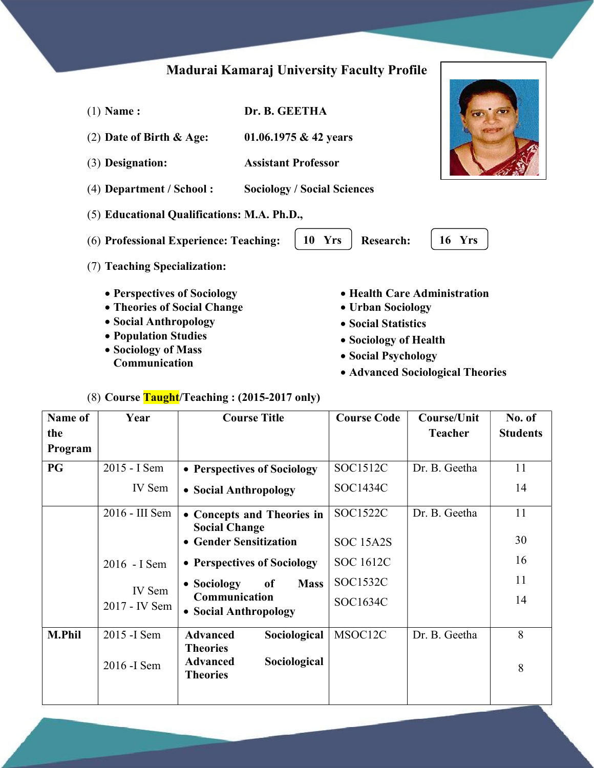# Madurai Kamaraj University Faculty Profile

(1) **Name :** **Dr. B. GEETHA**

(2) **Date of Birth & Age:** **01.06.1975 & 42 years**

(3) **Designation:** **Assistant Professor**

(4) **Department / School :** **Sociology / Social Sciences**

(5) **Educational Qualifications: M.A. Ph.D.,**

(6) **Professional Experience: Teaching:** **10 Yrs** **Research:** **16 Yrs**

(7) **Teaching Specialization:**

- **Perspectives of Sociology**
- **Theories of Social Change**
- **Social Anthropology**
- **Population Studies**
- **Sociology of Mass Communication**
- **Health Care Administration**
- **Urban Sociology**
- **Social Statistics**
- **Sociology of Health**
- **Social Psychology**
- **Advanced Sociological Theories**

(8) **Course Taught/Teaching : (2015-2017 only)**

| Name of the Program | Year | Course Title | Course Code | Course/Unit Teacher | No. of Students |
|---|---|---|---|---|---|
| **PG** | 2015 - I Sem<br>IV Sem | • **Perspectives of Sociology**<br>• **Social Anthropology** | SOC1512C<br>SOC1434C | Dr. B. Geetha | 11<br>14 |
| | 2016 - III Sem<br><br>2016 - I Sem<br>IV Sem<br>2017 - IV Sem | • **Concepts and Theories in Social Change**<br>• **Gender Sensitization**<br>• **Perspectives of Sociology**<br>• **Sociology of Mass Communication**<br>• **Social Anthropology** | SOC1522C<br>SOC 15A2S<br>SOC 1612C<br>SOC1532C<br>SOC1634C | Dr. B. Geetha | 11<br>30<br>16<br>11<br>14 |
| **M.Phil** | 2015 -I Sem<br>2016 -I Sem | **Advanced Sociological Theories**<br>**Advanced Sociological Theories** | MSOC12C | Dr. B. Geetha | 8<br>8 |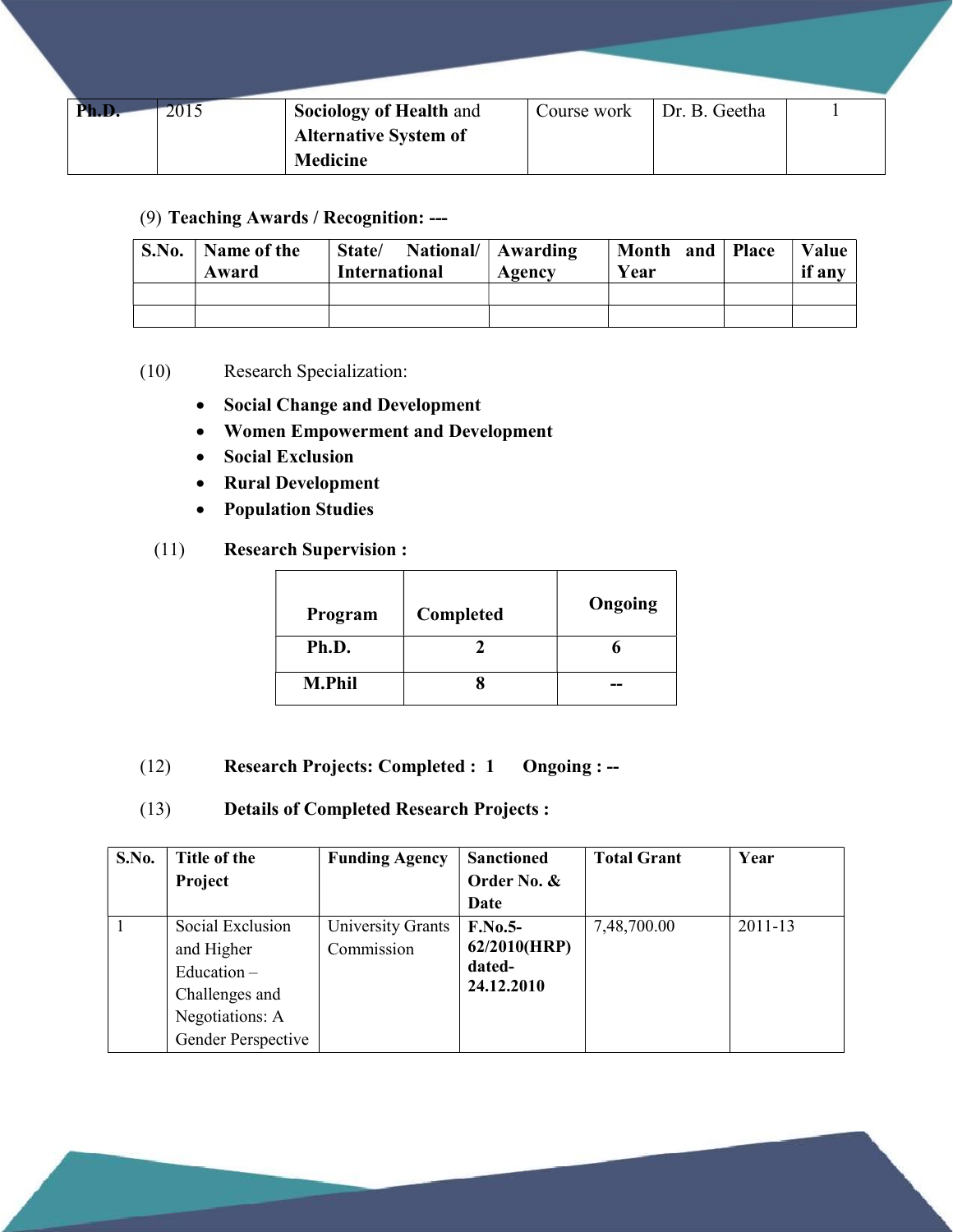| **Ph.D.** | 2015 | **Sociology of Health** and **Alternative System of Medicine** | Course work | Dr. B. Geetha | 1 |
|---|---|---|---|---|---|

(9) **Teaching Awards / Recognition: ---**

| S.No. | Name of the Award | State/ National/ International | Awarding Agency | Month and Year | Place | Value if any |
|---|---|---|---|---|---|---|
| | | | | | | |
| | | | | | | |

(10) Research Specialization:

- **Social Change and Development**
- **Women Empowerment and Development**
- **Social Exclusion**
- **Rural Development**
- **Population Studies**

(11) **Research Supervision :**

| Program | Completed | Ongoing |
|---|---|---|
| **Ph.D.** | **2** | **6** |
| **M.Phil** | **8** | **--** |

(12) **Research Projects: Completed : 1 Ongoing : --**

(13) **Details of Completed Research Projects :**

| S.No. | Title of the Project | Funding Agency | Sanctioned Order No. & Date | Total Grant | Year |
|---|---|---|---|---|---|
| 1 | Social Exclusion and Higher Education – Challenges and Negotiations: A Gender Perspective | University Grants Commission | **F.No.5-62/2010(HRP) dated-24.12.2010** | 7,48,700.00 | 2011-13 |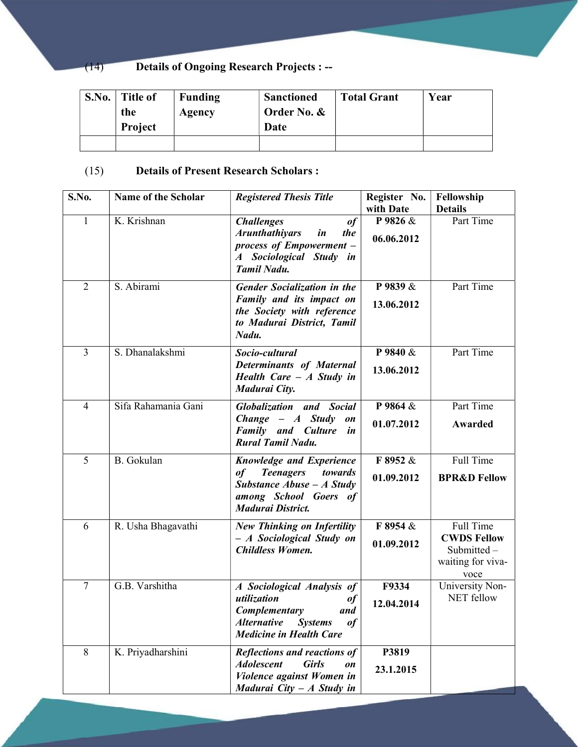(14) **Details of Ongoing Research Projects : --**

| S.No. | Title of the Project | Funding Agency | Sanctioned Order No. & Date | Total Grant | Year |
|---|---|---|---|---|---|
| | | | | | |

(15) **Details of Present Research Scholars :**

| S.No. | Name of the Scholar | *Registered Thesis Title* | Register No. with Date | Fellowship Details |
|---|---|---|---|---|
| 1 | K. Krishnan | ***Challenges of Arunthathiyars in the process of Empowerment – A Sociological Study in Tamil Nadu.*** | **P 9826** & **06.06.2012** | Part Time |
| 2 | S. Abirami | ***Gender Socialization in the Family and its impact on the Society with reference to Madurai District, Tamil Nadu.*** | **P 9839** & **13.06.2012** | Part Time |
| 3 | S. Dhanalakshmi | ***Socio-cultural Determinants of Maternal Health Care – A Study in Madurai City.*** | **P 9840** & **13.06.2012** | Part Time |
| 4 | Sifa Rahamania Gani | ***Globalization and Social Change – A Study on Family and Culture in Rural Tamil Nadu.*** | **P 9864** & **01.07.2012** | Part Time **Awarded** |
| 5 | B. Gokulan | ***Knowledge and Experience of Teenagers towards Substance Abuse – A Study among School Goers of Madurai District.*** | **F 8952** & **01.09.2012** | Full Time **BPR&D Fellow** |
| 6 | R. Usha Bhagavathi | ***New Thinking on Infertility – A Sociological Study on Childless Women.*** | **F 8954** & **01.09.2012** | Full Time **CWDS Fellow** Submitted – waiting for viva-voce |
| 7 | G.B. Varshitha | ***A Sociological Analysis of utilization of Complementary and Alternative Systems of Medicine in Health Care*** | **F9334** **12.04.2014** | University Non-NET fellow |
| 8 | K. Priyadharshini | ***Reflections and reactions of Adolescent Girls on Violence against Women in Madurai City – A Study in*** | **P3819** **23.1.2015** | |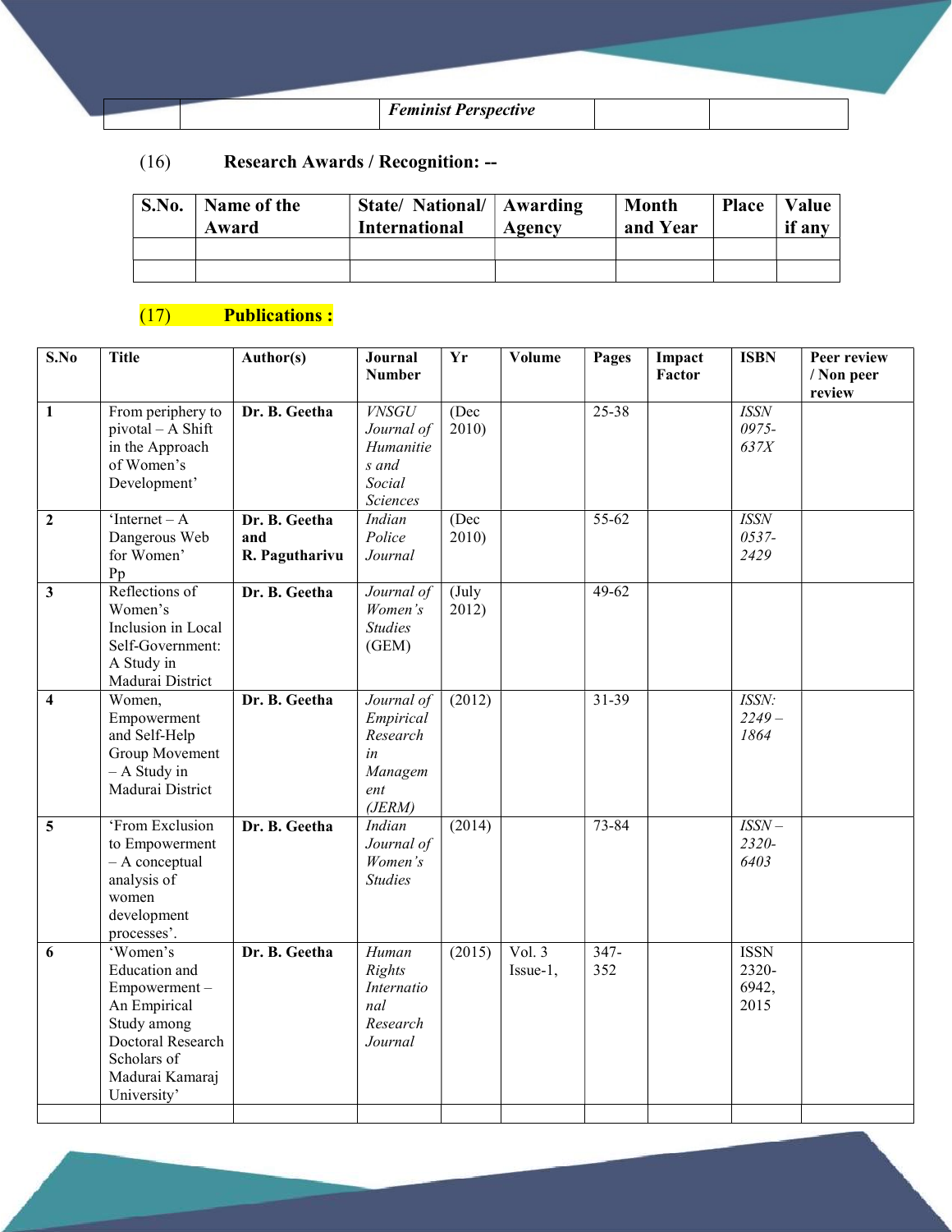| | | *Feminist Perspective* | | |
|---|---|---|---|---|

(16) **Research Awards / Recognition: --**

| S.No. | Name of the Award | State/ National/ International | Awarding Agency | Month and Year | Place | Value if any |
|---|---|---|---|---|---|---|
| | | | | | | |
| | | | | | | |

(17) **Publications :**

| S.No | Title | Author(s) | Journal Number | Yr | Volume | Pages | Impact Factor | ISBN | Peer review / Non peer review |
|---|---|---|---|---|---|---|---|---|---|
| **1** | From periphery to pivotal – A Shift in the Approach of Women's Development' | **Dr. B. Geetha** | *VNSGU Journal of Humanities and Social Sciences* | (Dec 2010) | | 25-38 | | *ISSN 0975-637X* | |
| **2** | 'Internet – A Dangerous Web for Women' Pp | **Dr. B. Geetha and R. Pagutharivu** | *Indian Police Journal* | (Dec 2010) | | 55-62 | | *ISSN 0537-2429* | |
| **3** | Reflections of Women's Inclusion in Local Self-Government: A Study in Madurai District | **Dr. B. Geetha** | *Journal of Women's Studies* (GEM) | (July 2012) | | 49-62 | | | |
| **4** | Women, Empowerment and Self-Help Group Movement – A Study in Madurai District | **Dr. B. Geetha** | *Journal of Empirical Research in Management (JERM)* | (2012) | | 31-39 | | *ISSN: 2249 – 1864* | |
| **5** | 'From Exclusion to Empowerment – A conceptual analysis of women development processes'. | **Dr. B. Geetha** | *Indian Journal of Women's Studies* | (2014) | | 73-84 | | *ISSN – 2320-6403* | |
| **6** | 'Women's Education and Empowerment – An Empirical Study among Doctoral Research Scholars of Madurai Kamaraj University' | **Dr. B. Geetha** | *Human Rights International Research Journal* | (2015) | Vol. 3 Issue-1, | 347-352 | | ISSN 2320-6942, 2015 | |
| | | | | | | | | | |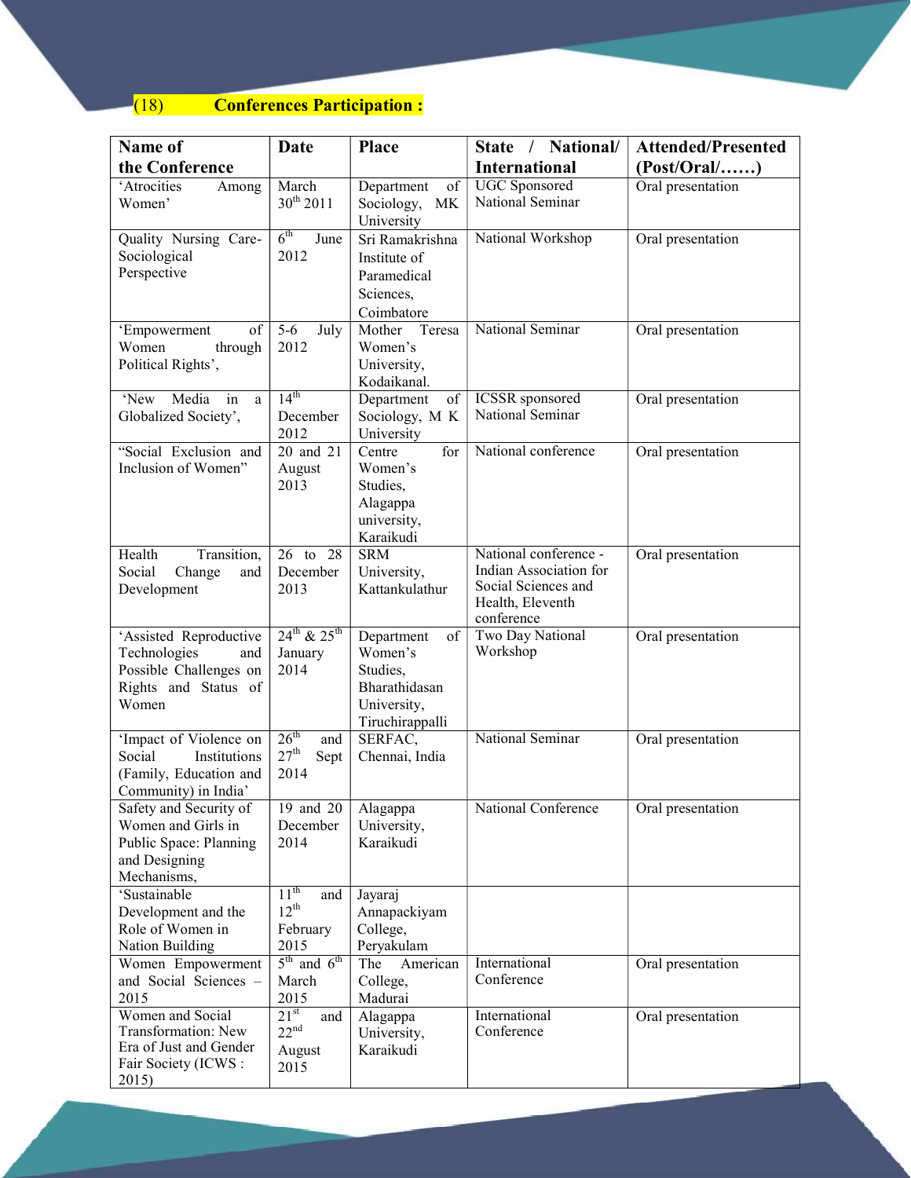(18) **Conferences Participation :**

| Name of the Conference | Date | Place | State / National/ International | Attended/Presented (Post/Oral/……) |
|---|---|---|---|---|
| 'Atrocities Among Women' | March 30th 2011 | Department of Sociology, MK University | UGC Sponsored National Seminar | Oral presentation |
| Quality Nursing Care-Sociological Perspective | 6th June 2012 | Sri Ramakrishna Institute of Paramedical Sciences, Coimbatore | National Workshop | Oral presentation |
| 'Empowerment of Women through Political Rights', | 5-6 July 2012 | Mother Teresa Women's University, Kodaikanal. | National Seminar | Oral presentation |
| 'New Media in a Globalized Society', | 14th December 2012 | Department of Sociology, M K University | ICSSR sponsored National Seminar | Oral presentation |
| "Social Exclusion and Inclusion of Women" | 20 and 21 August 2013 | Centre for Women's Studies, Alagappa university, Karaikudi | National conference | Oral presentation |
| Health Transition, Social Change and Development | 26 to 28 December 2013 | SRM University, Kattankulathur | National conference - Indian Association for Social Sciences and Health, Eleventh conference | Oral presentation |
| 'Assisted Reproductive Technologies and Possible Challenges on Rights and Status of Women | 24th & 25th January 2014 | Department of Women's Studies, Bharathidasan University, Tiruchirappalli | Two Day National Workshop | Oral presentation |
| 'Impact of Violence on Social Institutions (Family, Education and Community) in India' | 26th and 27th Sept 2014 | SERFAC, Chennai, India | National Seminar | Oral presentation |
| Safety and Security of Women and Girls in Public Space: Planning and Designing Mechanisms, | 19 and 20 December 2014 | Alagappa University, Karaikudi | National Conference | Oral presentation |
| 'Sustainable Development and the Role of Women in Nation Building | 11th and 12th February 2015 | Jayaraj Annapackiyam College, Peryakulam | | |
| Women Empowerment and Social Sciences – 2015 | 5th and 6th March 2015 | The American College, Madurai | International Conference | Oral presentation |
| Women and Social Transformation: New Era of Just and Gender Fair Society (ICWS : 2015) | 21st and 22nd August 2015 | Alagappa University, Karaikudi | International Conference | Oral presentation |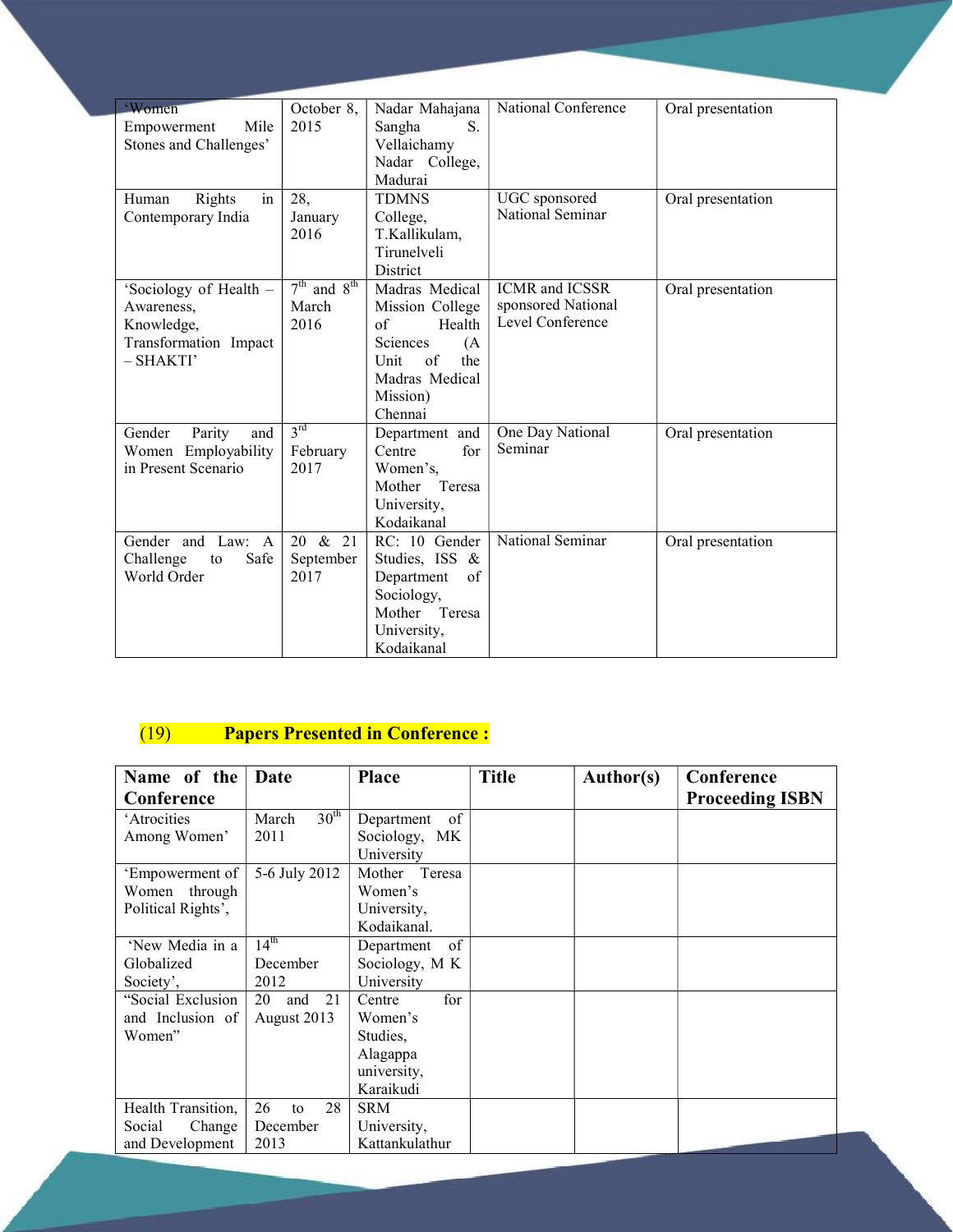| | | | | |
|---|---|---|---|---|
| 'Women Empowerment Mile Stones and Challenges' | October 8, 2015 | Nadar Mahajana Sangha S. Vellaichamy Nadar College, Madurai | National Conference | Oral presentation |
| Human Rights in Contemporary India | 28, January 2016 | TDMNS College, T.Kallikulam, Tirunelveli District | UGC sponsored National Seminar | Oral presentation |
| 'Sociology of Health – Awareness, Knowledge, Transformation Impact – SHAKTI' | 7th and 8th March 2016 | Madras Medical Mission College of Health Sciences (A Unit of the Madras Medical Mission) Chennai | ICMR and ICSSR sponsored National Level Conference | Oral presentation |
| Gender Parity and Women Employability in Present Scenario | 3rd February 2017 | Department and Centre for Women's, Mother Teresa University, Kodaikanal | One Day National Seminar | Oral presentation |
| Gender and Law: A Challenge to Safe World Order | 20 & 21 September 2017 | RC: 10 Gender Studies, ISS & Department of Sociology, Mother Teresa University, Kodaikanal | National Seminar | Oral presentation |

(19) **Papers Presented in Conference :**

| Name of the Conference | Date | Place | Title | Author(s) | Conference Proceeding ISBN |
|---|---|---|---|---|---|
| 'Atrocities Among Women' | March 30th 2011 | Department of Sociology, MK University | | | |
| 'Empowerment of Women through Political Rights', | 5-6 July 2012 | Mother Teresa Women's University, Kodaikanal. | | | |
| 'New Media in a Globalized Society', | 14th December 2012 | Department of Sociology, M K University | | | |
| "Social Exclusion and Inclusion of Women" | 20 and 21 August 2013 | Centre for Women's Studies, Alagappa university, Karaikudi | | | |
| Health Transition, Social Change and Development | 26 to 28 December 2013 | SRM University, Kattankulathur | | | |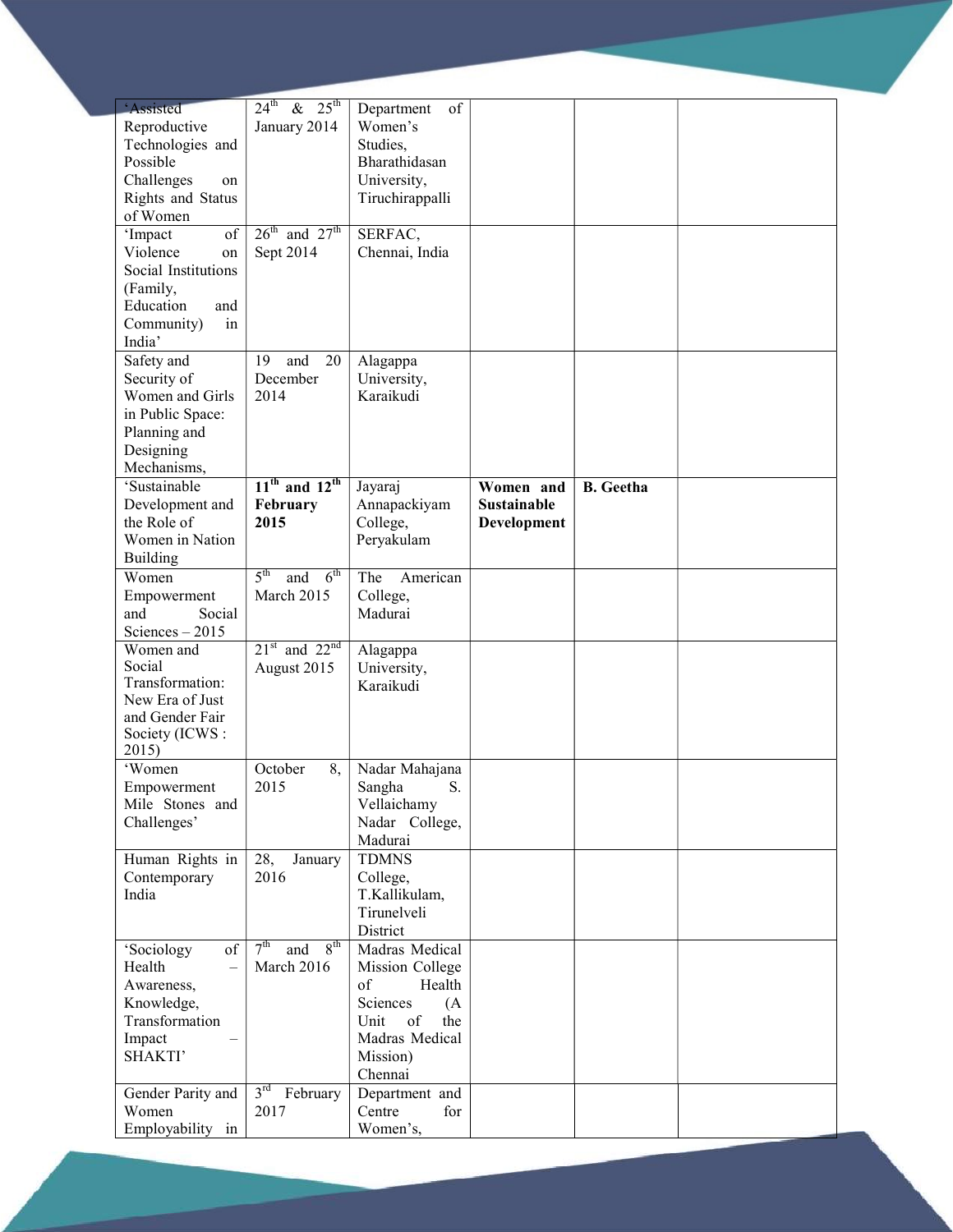| | | | | | |
|---|---|---|---|---|---|
| 'Assisted Reproductive Technologies and Possible Challenges on Rights and Status of Women | 24th & 25th January 2014 | Department of Women's Studies, Bharathidasan University, Tiruchirappalli | | | |
| 'Impact of Violence on Social Institutions (Family, Education and Community) in India' | 26th and 27th Sept 2014 | SERFAC, Chennai, India | | | |
| Safety and Security of Women and Girls in Public Space: Planning and Designing Mechanisms, | 19 and 20 December 2014 | Alagappa University, Karaikudi | | | |
| 'Sustainable Development and the Role of Women in Nation Building | **11th and 12th February 2015** | Jayaraj Annapackiyam College, Peryakulam | **Women and Sustainable Development** | **B. Geetha** | |
| Women Empowerment and Social Sciences – 2015 | 5th and 6th March 2015 | The American College, Madurai | | | |
| Women and Social Transformation: New Era of Just and Gender Fair Society (ICWS : 2015) | 21st and 22nd August 2015 | Alagappa University, Karaikudi | | | |
| 'Women Empowerment Mile Stones and Challenges' | October 8, 2015 | Nadar Mahajana Sangha S. Vellaichamy Nadar College, Madurai | | | |
| Human Rights in Contemporary India | 28, January 2016 | TDMNS College, T.Kallikulam, Tirunelveli District | | | |
| 'Sociology of Health – Awareness, Knowledge, Transformation Impact – SHAKTI' | 7th and 8th March 2016 | Madras Medical Mission College of Health Sciences (A Unit of the Madras Medical Mission) Chennai | | | |
| Gender Parity and Women Employability in | 3rd February 2017 | Department and Centre for Women's, | | | |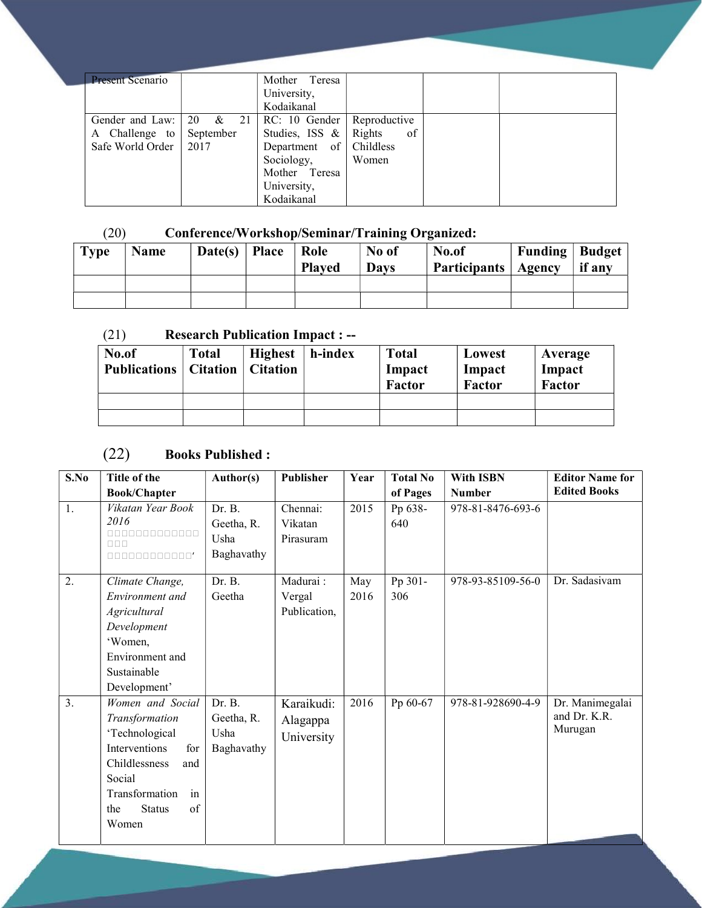| Present Scenario | | Mother Teresa University, Kodaikanal | | | |
|---|---|---|---|---|---|
| Gender and Law: A Challenge to Safe World Order | 20 & 21 September 2017 | RC: 10 Gender Studies, ISS & Department of Sociology, Mother Teresa University, Kodaikanal | Reproductive Rights of Childless Women | | |

(20) **Conference/Workshop/Seminar/Training Organized:**

| Type | Name | Date(s) | Place | Role Played | No of Days | No.of Participants | Funding Agency | Budget if any |
|---|---|---|---|---|---|---|---|---|
| | | | | | | | | |
| | | | | | | | | |

(21) **Research Publication Impact : --**

| No.of Publications | Total Citation | Highest Citation | h-index | Total Impact Factor | Lowest Impact Factor | Average Impact Factor |
|---|---|---|---|---|---|---|
| | | | | | | |
| | | | | | | |

(22) **Books Published :**

| S.No | Title of the Book/Chapter | Author(s) | Publisher | Year | Total No of Pages | With ISBN Number | Editor Name for Edited Books |
|---|---|---|---|---|---|---|---|
| 1. | *Vikatan Year Book 2016* □□□□□□□□□□□□□ □□□ □□□□□□□□□□□□' | Dr. B. Geetha, R. Usha Baghavathy | Chennai: Vikatan Pirasuram | 2015 | Pp 638-640 | 978-81-8476-693-6 | |
| 2. | *Climate Change, Environment and Agricultural Development* 'Women, Environment and Sustainable Development' | Dr. B. Geetha | Madurai : Vergal Publication, | May 2016 | Pp 301-306 | 978-93-85109-56-0 | Dr. Sadasivam |
| 3. | *Women and Social Transformation* 'Technological Interventions for Childlessness and Social Transformation in the Status of Women | Dr. B. Geetha, R. Usha Baghavathy | Karaikudi: Alagappa University | 2016 | Pp 60-67 | 978-81-928690-4-9 | Dr. Manimegalai and Dr. K.R. Murugan |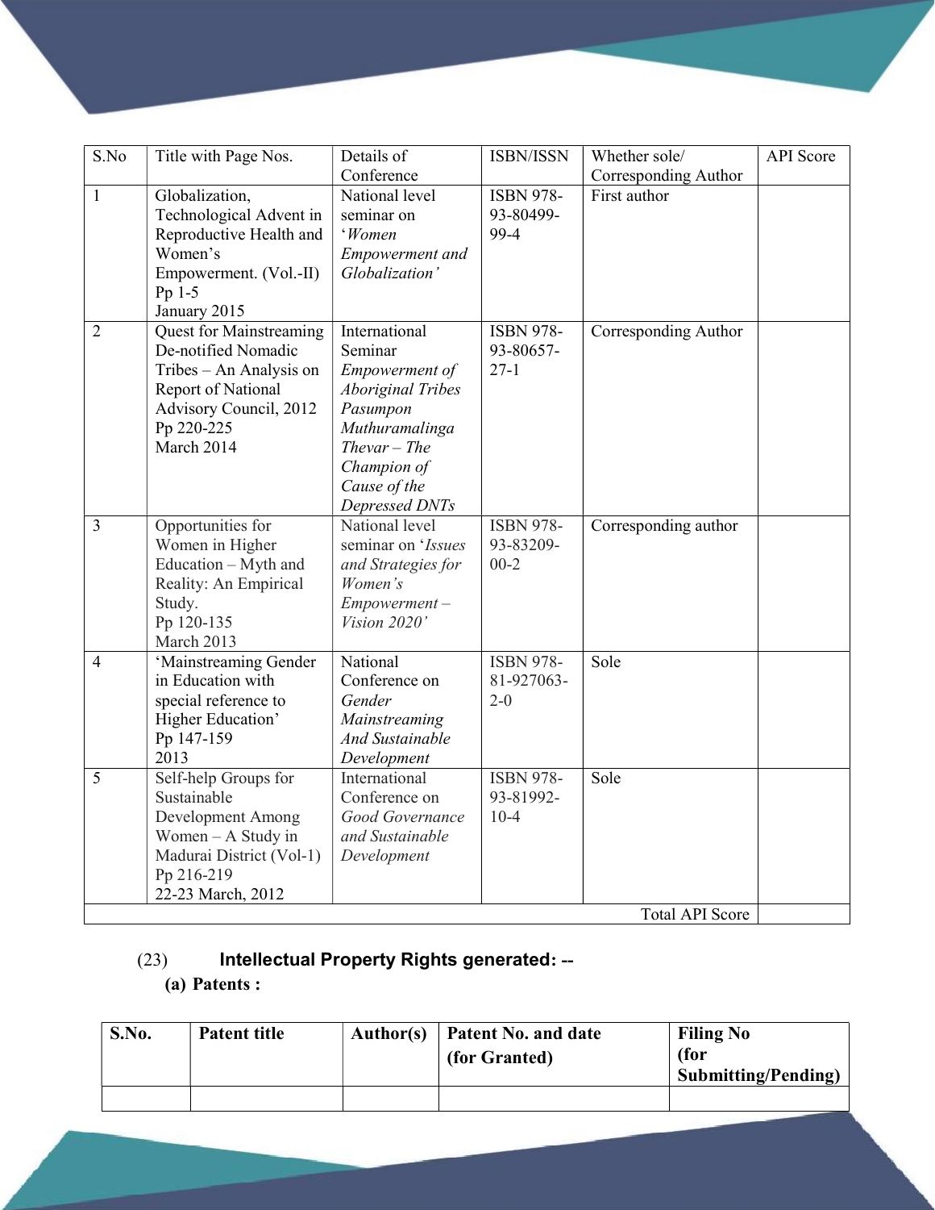| S.No | Title with Page Nos. | Details of Conference | ISBN/ISSN | Whether sole/ Corresponding Author | API Score |
|---|---|---|---|---|---|
| 1 | Globalization, Technological Advent in Reproductive Health and Women's Empowerment. (Vol.-II) Pp 1-5 January 2015 | National level seminar on '*Women Empowerment and Globalization'* | ISBN 978-93-80499-99-4 | First author | |
| 2 | Quest for Mainstreaming De-notified Nomadic Tribes – An Analysis on Report of National Advisory Council, 2012 Pp 220-225 March 2014 | International Seminar *Empowerment of Aboriginal Tribes Pasumpon Muthuramalinga Thevar – The Champion of Cause of the Depressed DNTs* | ISBN 978-93-80657-27-1 | Corresponding Author | |
| 3 | Opportunities for Women in Higher Education – Myth and Reality: An Empirical Study. Pp 120-135 March 2013 | National level seminar on '*Issues and Strategies for Women's Empowerment – Vision 2020'* | ISBN 978-93-83209-00-2 | Corresponding author | |
| 4 | 'Mainstreaming Gender in Education with special reference to Higher Education' Pp 147-159 2013 | National Conference on *Gender Mainstreaming And Sustainable Development* | ISBN 978-81-927063-2-0 | Sole | |
| 5 | Self-help Groups for Sustainable Development Among Women – A Study in Madurai District (Vol-1) Pp 216-219 22-23 March, 2012 | International Conference on *Good Governance and Sustainable Development* | ISBN 978-93-81992-10-4 | Sole | |
| | | | | Total API Score | |

(23) **Intellectual Property Rights generated: --**

**(a) Patents :**

| S.No. | Patent title | Author(s) | Patent No. and date (for Granted) | Filing No (for Submitting/Pending) |
|---|---|---|---|---|
| | | | | |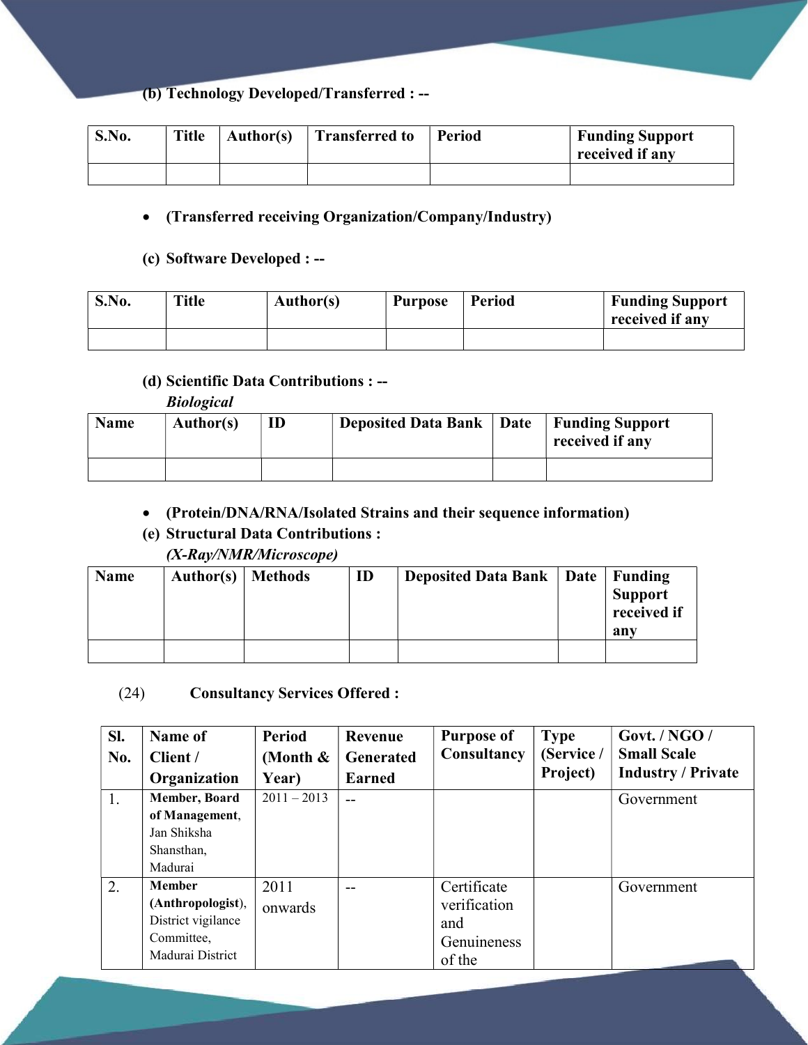**(b) Technology Developed/Transferred : --**

| S.No. | Title | Author(s) | Transferred to | Period | Funding Support received if any |
|---|---|---|---|---|---|
| | | | | | |

- **(Transferred receiving Organization/Company/Industry)**

**(c) Software Developed : --**

| S.No. | Title | Author(s) | Purpose | Period | Funding Support received if any |
|---|---|---|---|---|---|
| | | | | | |

**(d) Scientific Data Contributions : --**

***Biological***

| Name | Author(s) | ID | Deposited Data Bank | Date | Funding Support received if any |
|---|---|---|---|---|---|
| | | | | | |

- **(Protein/DNA/RNA/Isolated Strains and their sequence information)**

**(e) Structural Data Contributions :**

***(X-Ray/NMR/Microscope)***

| Name | Author(s) | Methods | ID | Deposited Data Bank | Date | Funding Support received if any |
|---|---|---|---|---|---|---|
| | | | | | | |

(24) **Consultancy Services Offered :**

| Sl. No. | Name of Client / Organization | Period (Month & Year) | Revenue Generated Earned | Purpose of Consultancy | Type (Service / Project) | Govt. / NGO / Small Scale Industry / Private |
|---|---|---|---|---|---|---|
| 1. | **Member, Board of Management**, Jan Shiksha Shansthan, Madurai | 2011 – 2013 | -- | | | Government |
| 2. | **Member (Anthropologist**), District vigilance Committee, Madurai District | 2011 onwards | -- | Certificate verification and Genuineness of the | | Government |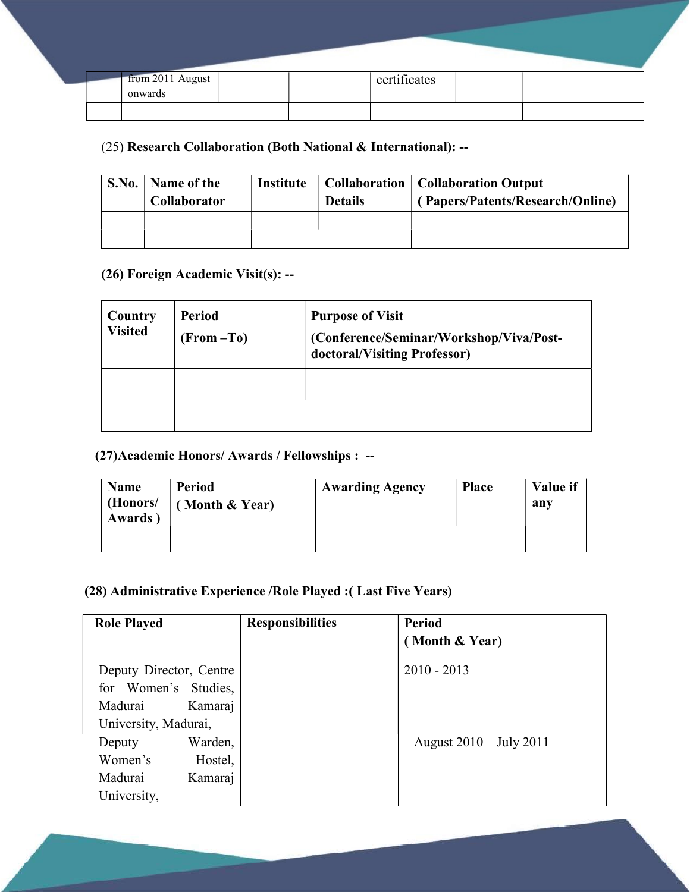|  | from 2011 August onwards |  |  | certificates |  |  |
|---|---|---|---|---|---|---|
|  |  |  |  |  |  |  |

(25) **Research Collaboration (Both National & International): --**

| S.No. | Name of the Collaborator | Institute | Collaboration Details | Collaboration Output ( Papers/Patents/Research/Online) |
|---|---|---|---|---|
|  |  |  |  |  |
|  |  |  |  |  |

**(26) Foreign Academic Visit(s): --**

| Country Visited | Period (From –To) | Purpose of Visit (Conference/Seminar/Workshop/Viva/Post-doctoral/Visiting Professor) |
|---|---|---|
|  |  |  |
|  |  |  |

**(27)Academic Honors/ Awards / Fellowships : --**

| Name (Honors/ Awards ) | Period ( Month & Year) | Awarding Agency | Place | Value if any |
|---|---|---|---|---|
|  |  |  |  |  |

**(28) Administrative Experience /Role Played :( Last Five Years)**

| Role Played | Responsibilities | Period ( Month & Year) |
|---|---|---|
| Deputy Director, Centre for Women's Studies, Madurai Kamaraj University, Madurai, |  | 2010 - 2013 |
| Deputy Warden, Women's Hostel, Madurai Kamaraj University, |  | August 2010 – July 2011 |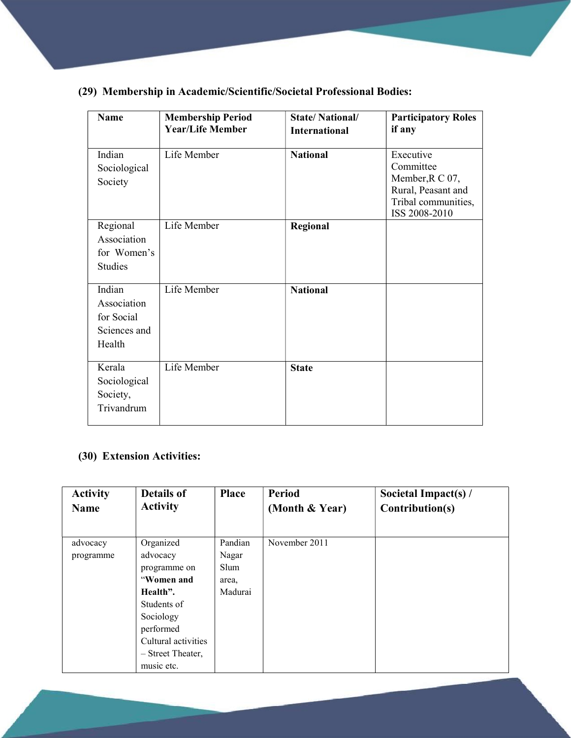**(29) Membership in Academic/Scientific/Societal Professional Bodies:**

| Name | Membership Period Year/Life Member | State/ National/ International | Participatory Roles if any |
|---|---|---|---|
| Indian Sociological Society | Life Member | **National** | Executive Committee Member,R C 07, Rural, Peasant and Tribal communities, ISS 2008-2010 |
| Regional Association for Women's Studies | Life Member | **Regional** | |
| Indian Association for Social Sciences and Health | Life Member | **National** | |
| Kerala Sociological Society, Trivandrum | Life Member | **State** | |

**(30) Extension Activities:**

| Activity Name | Details of Activity | Place | Period (Month & Year) | Societal Impact(s) / Contribution(s) |
|---|---|---|---|---|
| advocacy programme | Organized advocacy programme on "**Women and Health".** Students of Sociology performed Cultural activities – Street Theater, music etc. | Pandian Nagar Slum area, Madurai | November 2011 | |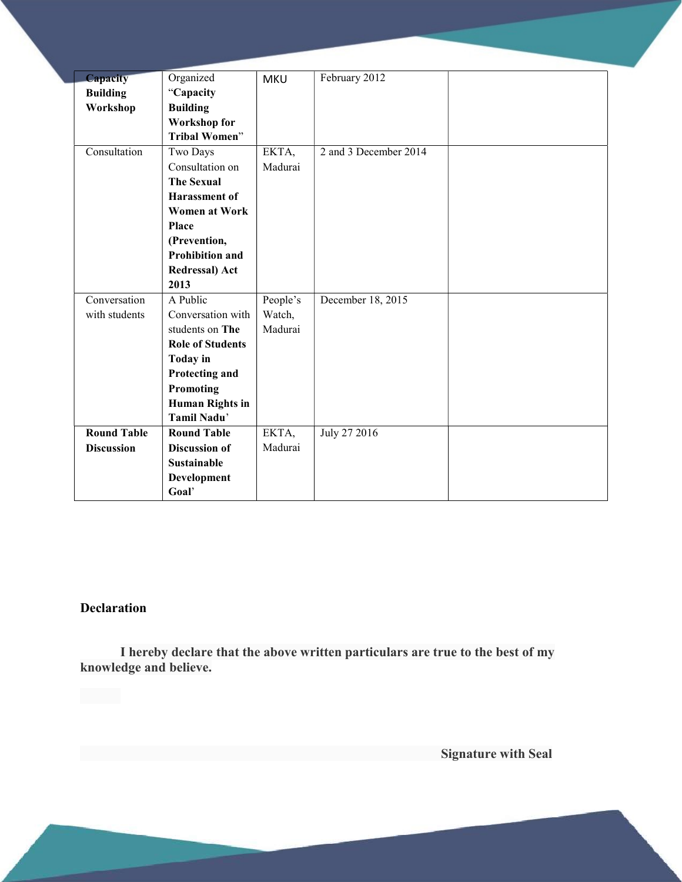| | | | | |
|---|---|---|---|---|
| **Capacity Building Workshop** | Organized "**Capacity Building Workshop for Tribal Women**" | MKU | February 2012 | |
| Consultation | Two Days Consultation on **The Sexual Harassment of Women at Work Place (Prevention, Prohibition and Redressal) Act 2013** | EKTA, Madurai | 2 and 3 December 2014 | |
| Conversation with students | A Public Conversation with students on **The Role of Students Today in Protecting and Promoting Human Rights in Tamil Nadu**' | People's Watch, Madurai | December 18, 2015 | |
| **Round Table Discussion** | **Round Table Discussion of Sustainable Development Goal**' | EKTA, Madurai | July 27 2016 | |

**Declaration**

**I hereby declare that the above written particulars are true to the best of my knowledge and believe.**

**Signature with Seal**